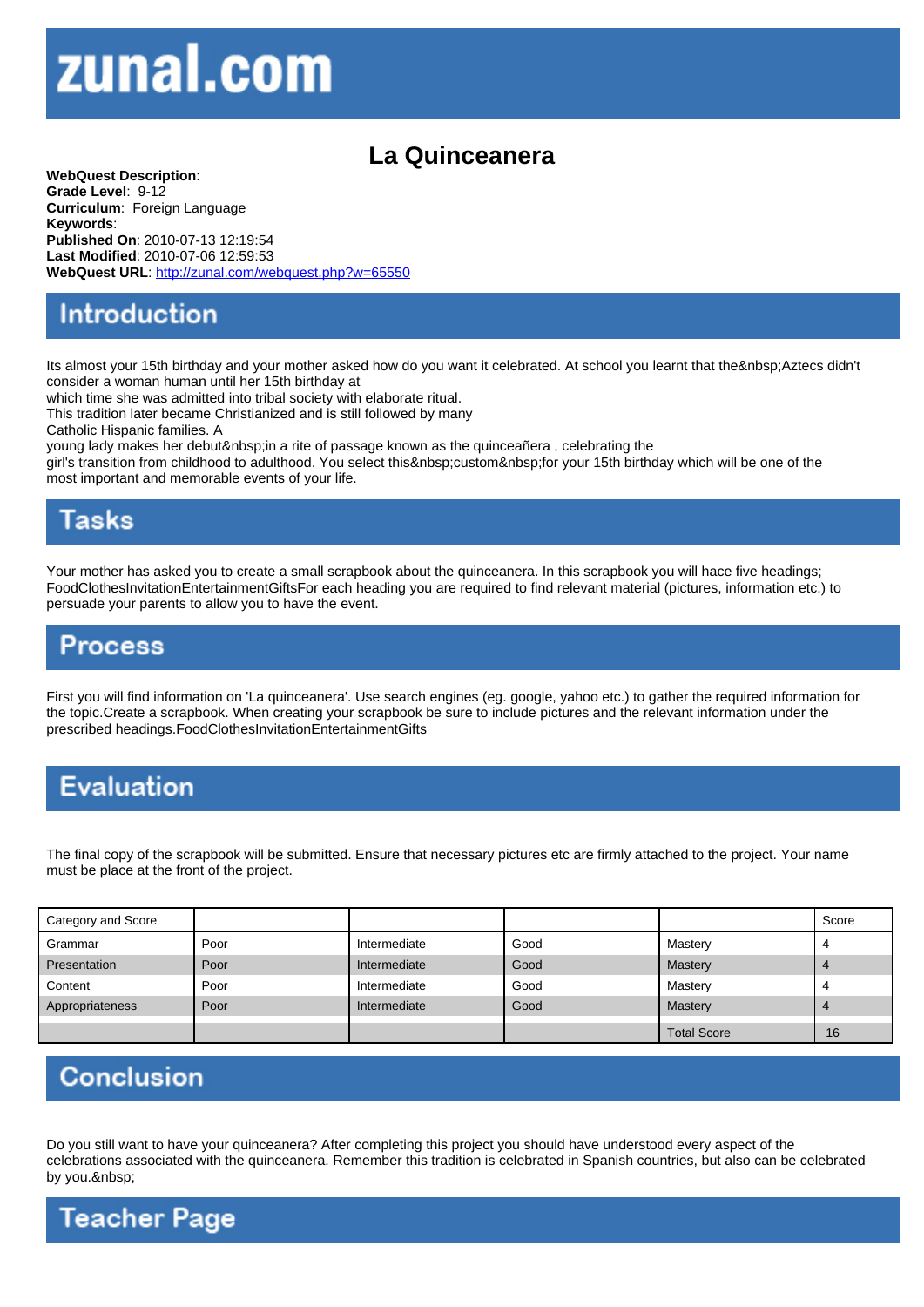# zunal.com

## La Quinceanera

**WebQuest Description**:
**Grade Level**: 9-12
**Curriculum**: Foreign Language
**Keywords**:
**Published On**: 2010-07-13 12:19:54
**Last Modified**: 2010-07-06 12:59:53
**WebQuest URL**: http://zunal.com/webquest.php?w=65550

## Introduction

Its almost your 15th birthday and your mother asked how do you want it celebrated. At school you learnt that the&nbsp;Aztecs didn't consider a woman human until her 15th birthday at
which time she was admitted into tribal society with elaborate ritual.
This tradition later became Christianized and is still followed by many
Catholic Hispanic families. A
young lady makes her debut&nbsp;in a rite of passage known as the quinceañera , celebrating the
girl's transition from childhood to adulthood. You select this&nbsp;custom&nbsp;for your 15th birthday which will be one of the most important and memorable events of your life.

## Tasks

Your mother has asked you to create a small scrapbook about the quinceanera. In this scrapbook you will hace five headings; FoodClothesInvitationEntertainmentGiftsFor each heading you are required to find relevant material (pictures, information etc.) to persuade your parents to allow you to have the event.

## Process

First you will find information on 'La quinceanera'. Use search engines (eg. google, yahoo etc.) to gather the required information for the topic.Create a scrapbook. When creating your scrapbook be sure to include pictures and the relevant information under the prescribed headings.FoodClothesInvitationEntertainmentGifts

## Evaluation

The final copy of the scrapbook will be submitted. Ensure that necessary pictures etc are firmly attached to the project. Your name must be place at the front of the project.

| Category and Score | | | | | Score |
|---|---|---|---|---|---|
| Grammar | Poor | Intermediate | Good | Mastery | 4 |
| Presentation | Poor | Intermediate | Good | Mastery | 4 |
| Content | Poor | Intermediate | Good | Mastery | 4 |
| Appropriateness | Poor | Intermediate | Good | Mastery | 4 |
| | | | | Total Score | 16 |

## Conclusion

Do you still want to have your quinceanera? After completing this project you should have understood every aspect of the celebrations associated with the quinceanera. Remember this tradition is celebrated in Spanish countries, but also can be celebrated by you.&nbsp;

## Teacher Page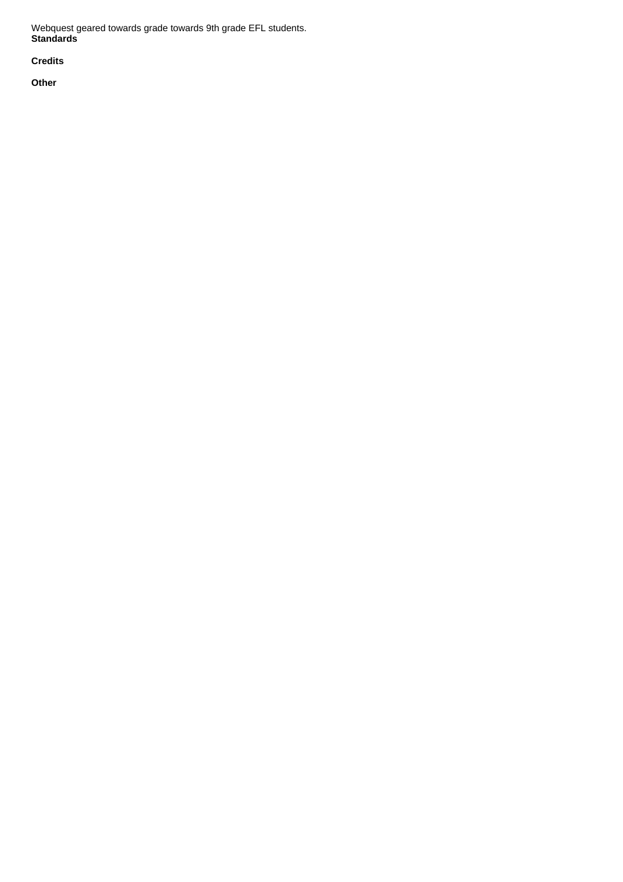Webquest geared towards grade towards 9th grade EFL students.

**Standards**

**Credits**

**Other**